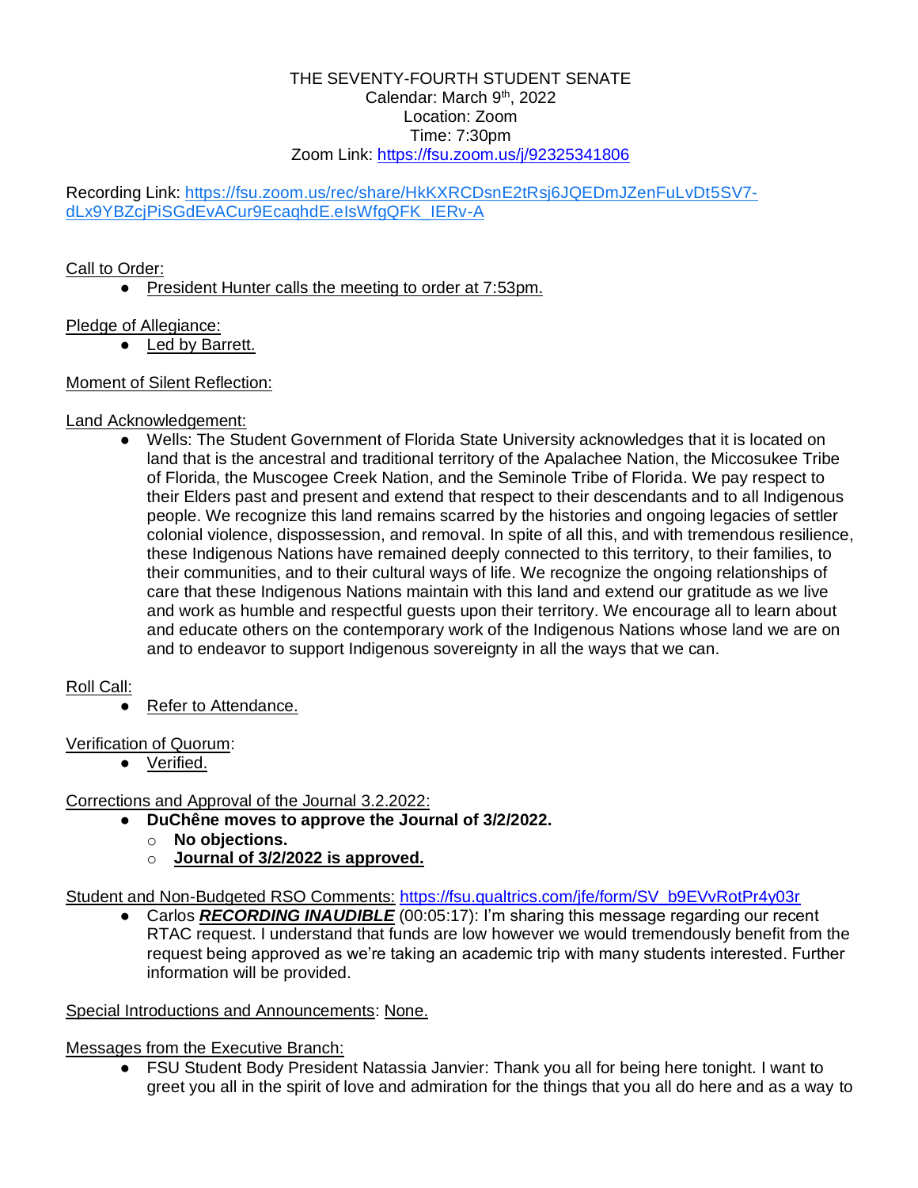THE SEVENTY-FOURTH STUDENT SENATE
Calendar: March 9th, 2022
Location: Zoom
Time: 7:30pm
Zoom Link: https://fsu.zoom.us/j/92325341806

Recording Link: https://fsu.zoom.us/rec/share/HkKXRCDsnE2tRsj6JQEDmJZenFuLvDt5SV7-dLx9YBZcjPiSGdEvACur9EcaqhdE.eIsWfgQFK_IERv-A

Call to Order:

- President Hunter calls the meeting to order at 7:53pm.

Pledge of Allegiance:

- Led by Barrett.

Moment of Silent Reflection:

Land Acknowledgement:

- Wells: The Student Government of Florida State University acknowledges that it is located on land that is the ancestral and traditional territory of the Apalachee Nation, the Miccosukee Tribe of Florida, the Muscogee Creek Nation, and the Seminole Tribe of Florida. We pay respect to their Elders past and present and extend that respect to their descendants and to all Indigenous people. We recognize this land remains scarred by the histories and ongoing legacies of settler colonial violence, dispossession, and removal. In spite of all this, and with tremendous resilience, these Indigenous Nations have remained deeply connected to this territory, to their families, to their communities, and to their cultural ways of life. We recognize the ongoing relationships of care that these Indigenous Nations maintain with this land and extend our gratitude as we live and work as humble and respectful guests upon their territory. We encourage all to learn about and educate others on the contemporary work of the Indigenous Nations whose land we are on and to endeavor to support Indigenous sovereignty in all the ways that we can.

Roll Call:

- Refer to Attendance.

Verification of Quorum:

- Verified.

Corrections and Approval of the Journal 3.2.2022:

- **DuChêne moves to approve the Journal of 3/2/2022.**
  - **No objections.**
  - **Journal of 3/2/2022 is approved.**

Student and Non-Budgeted RSO Comments: https://fsu.qualtrics.com/jfe/form/SV_b9EVvRotPr4y03r

- Carlos ***RECORDING INAUDIBLE*** (00:05:17): I'm sharing this message regarding our recent RTAC request. I understand that funds are low however we would tremendously benefit from the request being approved as we're taking an academic trip with many students interested. Further information will be provided.

Special Introductions and Announcements: None.

Messages from the Executive Branch:

- FSU Student Body President Natassia Janvier: Thank you all for being here tonight. I want to greet you all in the spirit of love and admiration for the things that you all do here and as a way to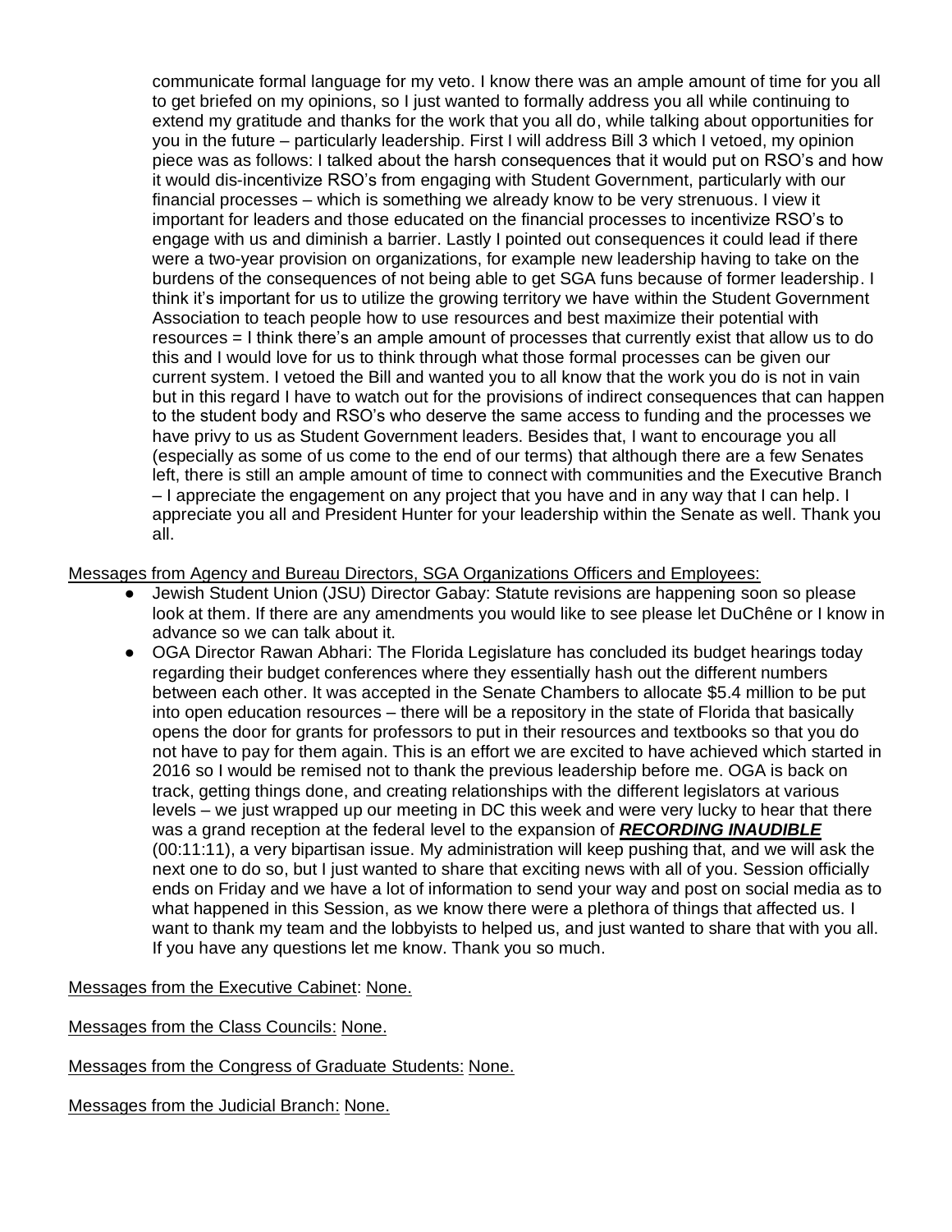communicate formal language for my veto. I know there was an ample amount of time for you all to get briefed on my opinions, so I just wanted to formally address you all while continuing to extend my gratitude and thanks for the work that you all do, while talking about opportunities for you in the future – particularly leadership. First I will address Bill 3 which I vetoed, my opinion piece was as follows: I talked about the harsh consequences that it would put on RSO's and how it would dis-incentivize RSO's from engaging with Student Government, particularly with our financial processes – which is something we already know to be very strenuous. I view it important for leaders and those educated on the financial processes to incentivize RSO's to engage with us and diminish a barrier. Lastly I pointed out consequences it could lead if there were a two-year provision on organizations, for example new leadership having to take on the burdens of the consequences of not being able to get SGA funs because of former leadership. I think it's important for us to utilize the growing territory we have within the Student Government Association to teach people how to use resources and best maximize their potential with resources = I think there's an ample amount of processes that currently exist that allow us to do this and I would love for us to think through what those formal processes can be given our current system. I vetoed the Bill and wanted you to all know that the work you do is not in vain but in this regard I have to watch out for the provisions of indirect consequences that can happen to the student body and RSO's who deserve the same access to funding and the processes we have privy to us as Student Government leaders. Besides that, I want to encourage you all (especially as some of us come to the end of our terms) that although there are a few Senates left, there is still an ample amount of time to connect with communities and the Executive Branch – I appreciate the engagement on any project that you have and in any way that I can help. I appreciate you all and President Hunter for your leadership within the Senate as well. Thank you all.

Messages from Agency and Bureau Directors, SGA Organizations Officers and Employees:

- Jewish Student Union (JSU) Director Gabay: Statute revisions are happening soon so please look at them. If there are any amendments you would like to see please let DuChêne or I know in advance so we can talk about it.
- OGA Director Rawan Abhari: The Florida Legislature has concluded its budget hearings today regarding their budget conferences where they essentially hash out the different numbers between each other. It was accepted in the Senate Chambers to allocate $5.4 million to be put into open education resources – there will be a repository in the state of Florida that basically opens the door for grants for professors to put in their resources and textbooks so that you do not have to pay for them again. This is an effort we are excited to have achieved which started in 2016 so I would be remised not to thank the previous leadership before me. OGA is back on track, getting things done, and creating relationships with the different legislators at various levels – we just wrapped up our meeting in DC this week and were very lucky to hear that there was a grand reception at the federal level to the expansion of ***RECORDING INAUDIBLE*** (00:11:11), a very bipartisan issue. My administration will keep pushing that, and we will ask the next one to do so, but I just wanted to share that exciting news with all of you. Session officially ends on Friday and we have a lot of information to send your way and post on social media as to what happened in this Session, as we know there were a plethora of things that affected us. I want to thank my team and the lobbyists to helped us, and just wanted to share that with you all. If you have any questions let me know. Thank you so much.

Messages from the Executive Cabinet: None.

Messages from the Class Councils: None.

Messages from the Congress of Graduate Students: None.

Messages from the Judicial Branch: None.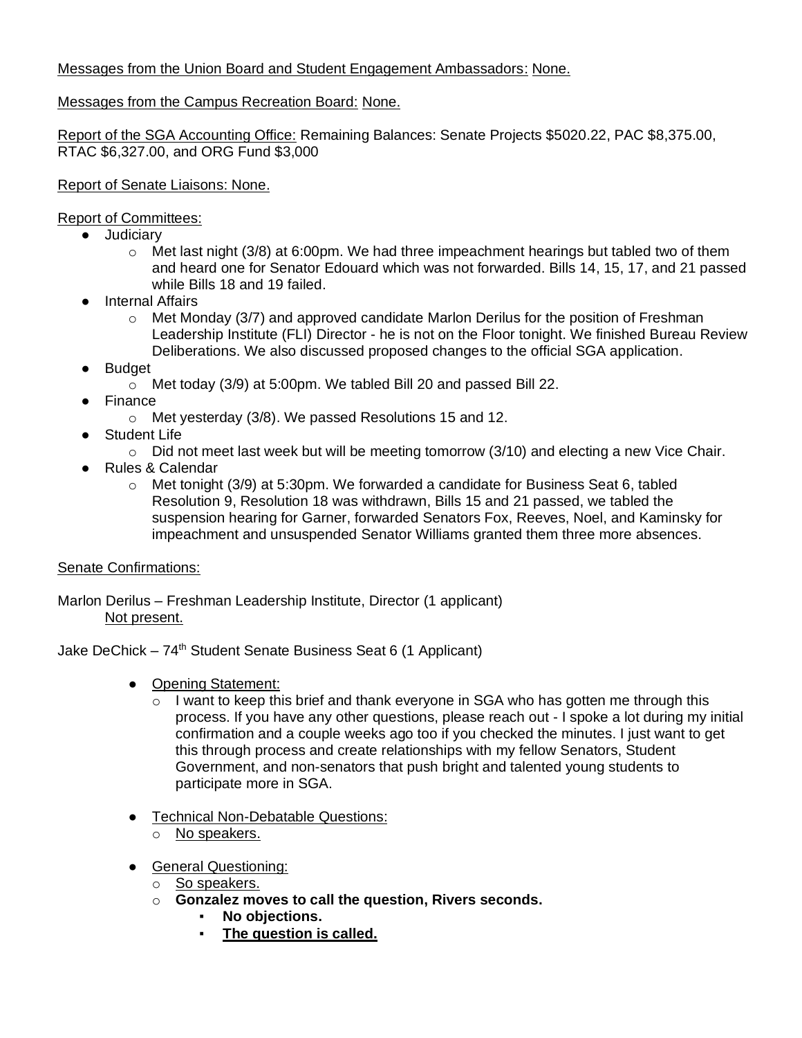Messages from the Union Board and Student Engagement Ambassadors: None.

Messages from the Campus Recreation Board: None.

Report of the SGA Accounting Office: Remaining Balances: Senate Projects $5020.22, PAC $8,375.00, RTAC $6,327.00, and ORG Fund $3,000

Report of Senate Liaisons: None.

Report of Committees:

- Judiciary
  - Met last night (3/8) at 6:00pm. We had three impeachment hearings but tabled two of them and heard one for Senator Edouard which was not forwarded. Bills 14, 15, 17, and 21 passed while Bills 18 and 19 failed.
- Internal Affairs
  - Met Monday (3/7) and approved candidate Marlon Derilus for the position of Freshman Leadership Institute (FLI) Director - he is not on the Floor tonight. We finished Bureau Review Deliberations. We also discussed proposed changes to the official SGA application.
- Budget
  - Met today (3/9) at 5:00pm. We tabled Bill 20 and passed Bill 22.
- Finance
  - Met yesterday (3/8). We passed Resolutions 15 and 12.
- Student Life
  - Did not meet last week but will be meeting tomorrow (3/10) and electing a new Vice Chair.
- Rules & Calendar
  - Met tonight (3/9) at 5:30pm. We forwarded a candidate for Business Seat 6, tabled Resolution 9, Resolution 18 was withdrawn, Bills 15 and 21 passed, we tabled the suspension hearing for Garner, forwarded Senators Fox, Reeves, Noel, and Kaminsky for impeachment and unsuspended Senator Williams granted them three more absences.

Senate Confirmations:

Marlon Derilus – Freshman Leadership Institute, Director (1 applicant)
Not present.

Jake DeChick – 74th Student Senate Business Seat 6 (1 Applicant)

- Opening Statement:
  - I want to keep this brief and thank everyone in SGA who has gotten me through this process. If you have any other questions, please reach out - I spoke a lot during my initial confirmation and a couple weeks ago too if you checked the minutes. I just want to get this through process and create relationships with my fellow Senators, Student Government, and non-senators that push bright and talented young students to participate more in SGA.
- Technical Non-Debatable Questions:
  - No speakers.
- General Questioning:
  - So speakers.
  - **Gonzalez moves to call the question, Rivers seconds.**
    - **No objections.**
    - **The question is called.**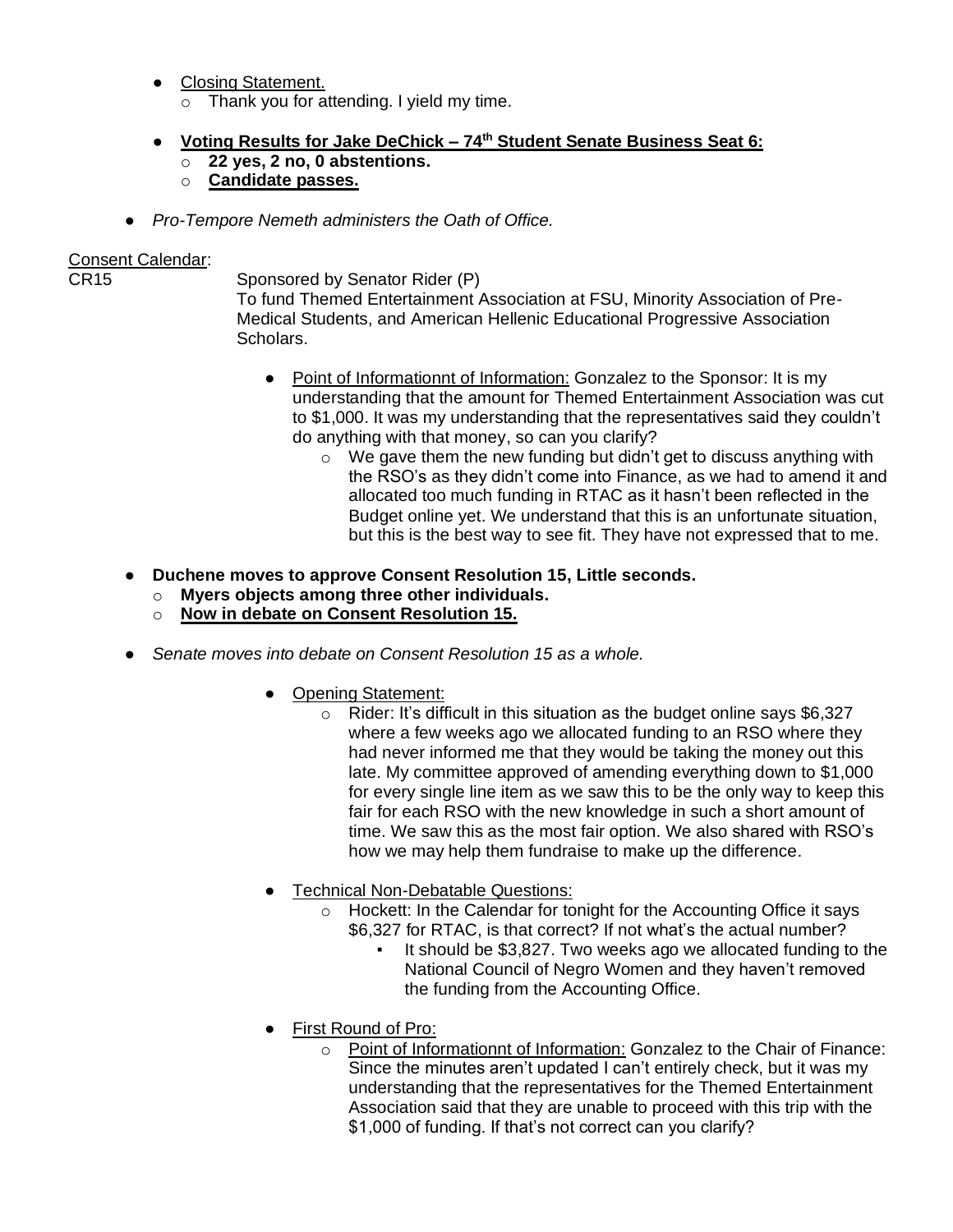- <u>Closing Statement.</u>
  - Thank you for attending. I yield my time.

- **<u>Voting Results for Jake DeChick – 74th Student Senate Business Seat 6:</u>**
  - **22 yes, 2 no, 0 abstentions.**
  - **<u>Candidate passes.</u>**

- *Pro-Tempore Nemeth administers the Oath of Office.*

<u>Consent Calendar</u>:

CR15 Sponsored by Senator Rider (P)
To fund Themed Entertainment Association at FSU, Minority Association of Pre-Medical Students, and American Hellenic Educational Progressive Association Scholars.

- <u>Point of Informationnt of Information:</u> Gonzalez to the Sponsor: It is my understanding that the amount for Themed Entertainment Association was cut to $1,000. It was my understanding that the representatives said they couldn't do anything with that money, so can you clarify?
  - We gave them the new funding but didn't get to discuss anything with the RSO's as they didn't come into Finance, as we had to amend it and allocated too much funding in RTAC as it hasn't been reflected in the Budget online yet. We understand that this is an unfortunate situation, but this is the best way to see fit. They have not expressed that to me.

- **Duchene moves to approve Consent Resolution 15, Little seconds.**
  - **Myers objects among three other individuals.**
  - **<u>Now in debate on Consent Resolution 15.</u>**

- *Senate moves into debate on Consent Resolution 15 as a whole.*

  - <u>Opening Statement:</u>
    - Rider: It's difficult in this situation as the budget online says $6,327 where a few weeks ago we allocated funding to an RSO where they had never informed me that they would be taking the money out this late. My committee approved of amending everything down to $1,000 for every single line item as we saw this to be the only way to keep this fair for each RSO with the new knowledge in such a short amount of time. We saw this as the most fair option. We also shared with RSO's how we may help them fundraise to make up the difference.

  - <u>Technical Non-Debatable Questions:</u>
    - Hockett: In the Calendar for tonight for the Accounting Office it says $6,327 for RTAC, is that correct? If not what's the actual number?
      - It should be $3,827. Two weeks ago we allocated funding to the National Council of Negro Women and they haven't removed the funding from the Accounting Office.

  - <u>First Round of Pro:</u>
    - <u>Point of Informationnt of Information:</u> Gonzalez to the Chair of Finance: Since the minutes aren't updated I can't entirely check, but it was my understanding that the representatives for the Themed Entertainment Association said that they are unable to proceed with this trip with the $1,000 of funding. If that's not correct can you clarify?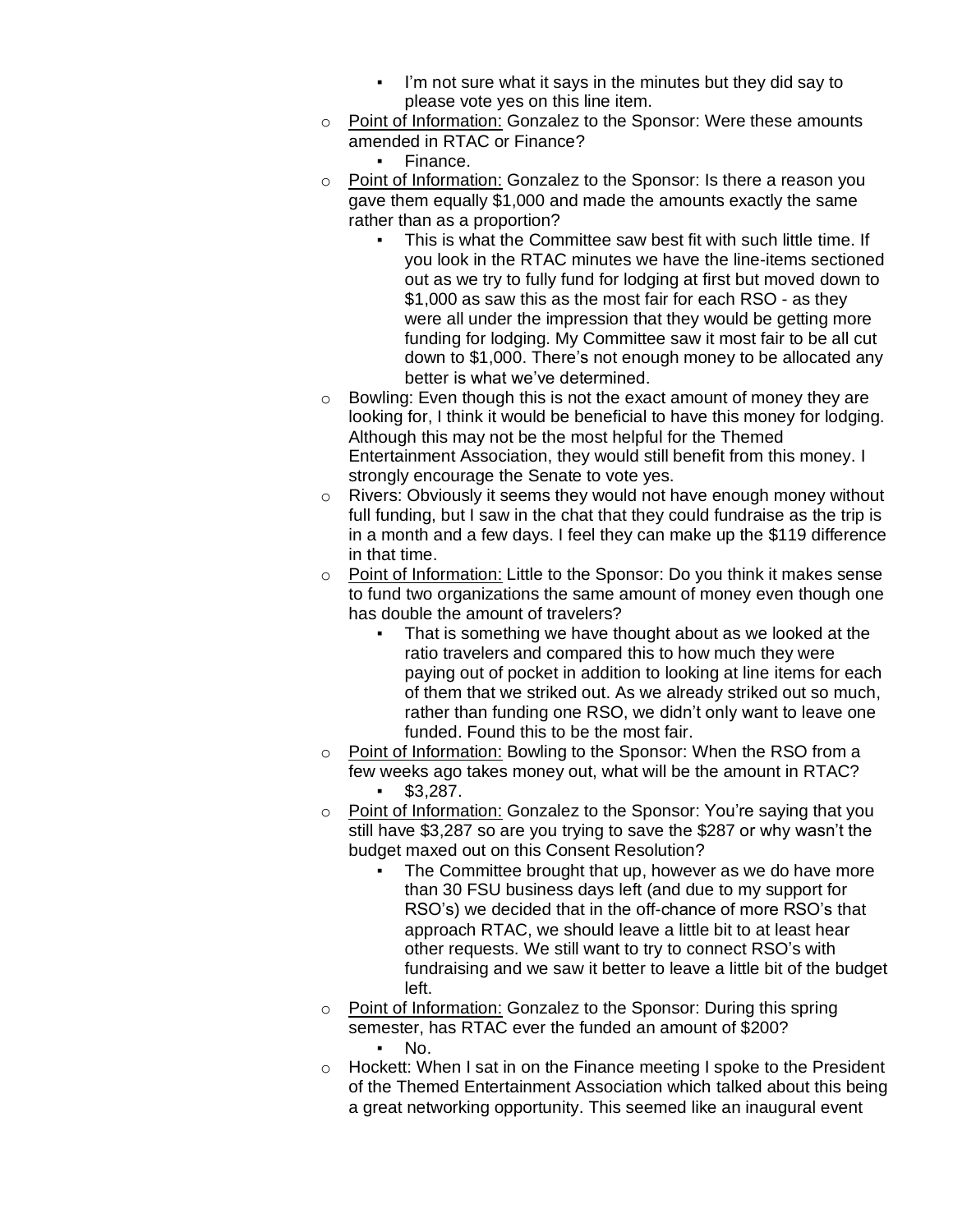- I'm not sure what it says in the minutes but they did say to please vote yes on this line item.
- Point of Information: Gonzalez to the Sponsor: Were these amounts amended in RTAC or Finance?
    - Finance.
- Point of Information: Gonzalez to the Sponsor: Is there a reason you gave them equally $1,000 and made the amounts exactly the same rather than as a proportion?
    - This is what the Committee saw best fit with such little time. If you look in the RTAC minutes we have the line-items sectioned out as we try to fully fund for lodging at first but moved down to $1,000 as saw this as the most fair for each RSO - as they were all under the impression that they would be getting more funding for lodging. My Committee saw it most fair to be all cut down to $1,000. There's not enough money to be allocated any better is what we've determined.
- Bowling: Even though this is not the exact amount of money they are looking for, I think it would be beneficial to have this money for lodging. Although this may not be the most helpful for the Themed Entertainment Association, they would still benefit from this money. I strongly encourage the Senate to vote yes.
- Rivers: Obviously it seems they would not have enough money without full funding, but I saw in the chat that they could fundraise as the trip is in a month and a few days. I feel they can make up the $119 difference in that time.
- Point of Information: Little to the Sponsor: Do you think it makes sense to fund two organizations the same amount of money even though one has double the amount of travelers?
    - That is something we have thought about as we looked at the ratio travelers and compared this to how much they were paying out of pocket in addition to looking at line items for each of them that we striked out. As we already striked out so much, rather than funding one RSO, we didn't only want to leave one funded. Found this to be the most fair.
- Point of Information: Bowling to the Sponsor: When the RSO from a few weeks ago takes money out, what will be the amount in RTAC?
    - $3,287.
- Point of Information: Gonzalez to the Sponsor: You're saying that you still have $3,287 so are you trying to save the $287 or why wasn't the budget maxed out on this Consent Resolution?
    - The Committee brought that up, however as we do have more than 30 FSU business days left (and due to my support for RSO's) we decided that in the off-chance of more RSO's that approach RTAC, we should leave a little bit to at least hear other requests. We still want to try to connect RSO's with fundraising and we saw it better to leave a little bit of the budget left.
- Point of Information: Gonzalez to the Sponsor: During this spring semester, has RTAC ever the funded an amount of $200?
    - No.
- Hockett: When I sat in on the Finance meeting I spoke to the President of the Themed Entertainment Association which talked about this being a great networking opportunity. This seemed like an inaugural event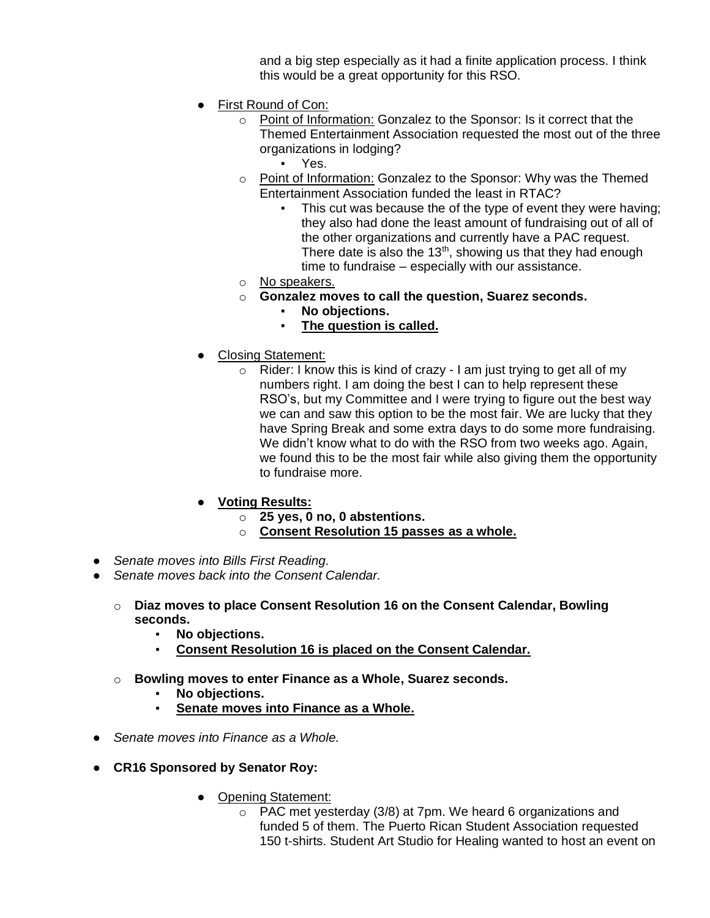and a big step especially as it had a finite application process. I think this would be a great opportunity for this RSO.

- First Round of Con:
  - Point of Information: Gonzalez to the Sponsor: Is it correct that the Themed Entertainment Association requested the most out of the three organizations in lodging?
    - Yes.
  - Point of Information: Gonzalez to the Sponsor: Why was the Themed Entertainment Association funded the least in RTAC?
    - This cut was because the of the type of event they were having; they also had done the least amount of fundraising out of all of the other organizations and currently have a PAC request. There date is also the 13th, showing us that they had enough time to fundraise – especially with our assistance.
  - No speakers.
  - **Gonzalez moves to call the question, Suarez seconds.**
    - **No objections.**
    - **The question is called.**

- Closing Statement:
  - Rider: I know this is kind of crazy - I am just trying to get all of my numbers right. I am doing the best I can to help represent these RSO's, but my Committee and I were trying to figure out the best way we can and saw this option to be the most fair. We are lucky that they have Spring Break and some extra days to do some more fundraising. We didn't know what to do with the RSO from two weeks ago. Again, we found this to be the most fair while also giving them the opportunity to fundraise more.

- **Voting Results:**
  - **25 yes, 0 no, 0 abstentions.**
  - **Consent Resolution 15 passes as a whole.**

- *Senate moves into Bills First Reading.*
- *Senate moves back into the Consent Calendar.*
  - **Diaz moves to place Consent Resolution 16 on the Consent Calendar, Bowling seconds.**
    - **No objections.**
    - **Consent Resolution 16 is placed on the Consent Calendar.**
  - **Bowling moves to enter Finance as a Whole, Suarez seconds.**
    - **No objections.**
    - **Senate moves into Finance as a Whole.**
- *Senate moves into Finance as a Whole.*
- **CR16 Sponsored by Senator Roy:**
  - Opening Statement:
    - PAC met yesterday (3/8) at 7pm. We heard 6 organizations and funded 5 of them. The Puerto Rican Student Association requested 150 t-shirts. Student Art Studio for Healing wanted to host an event on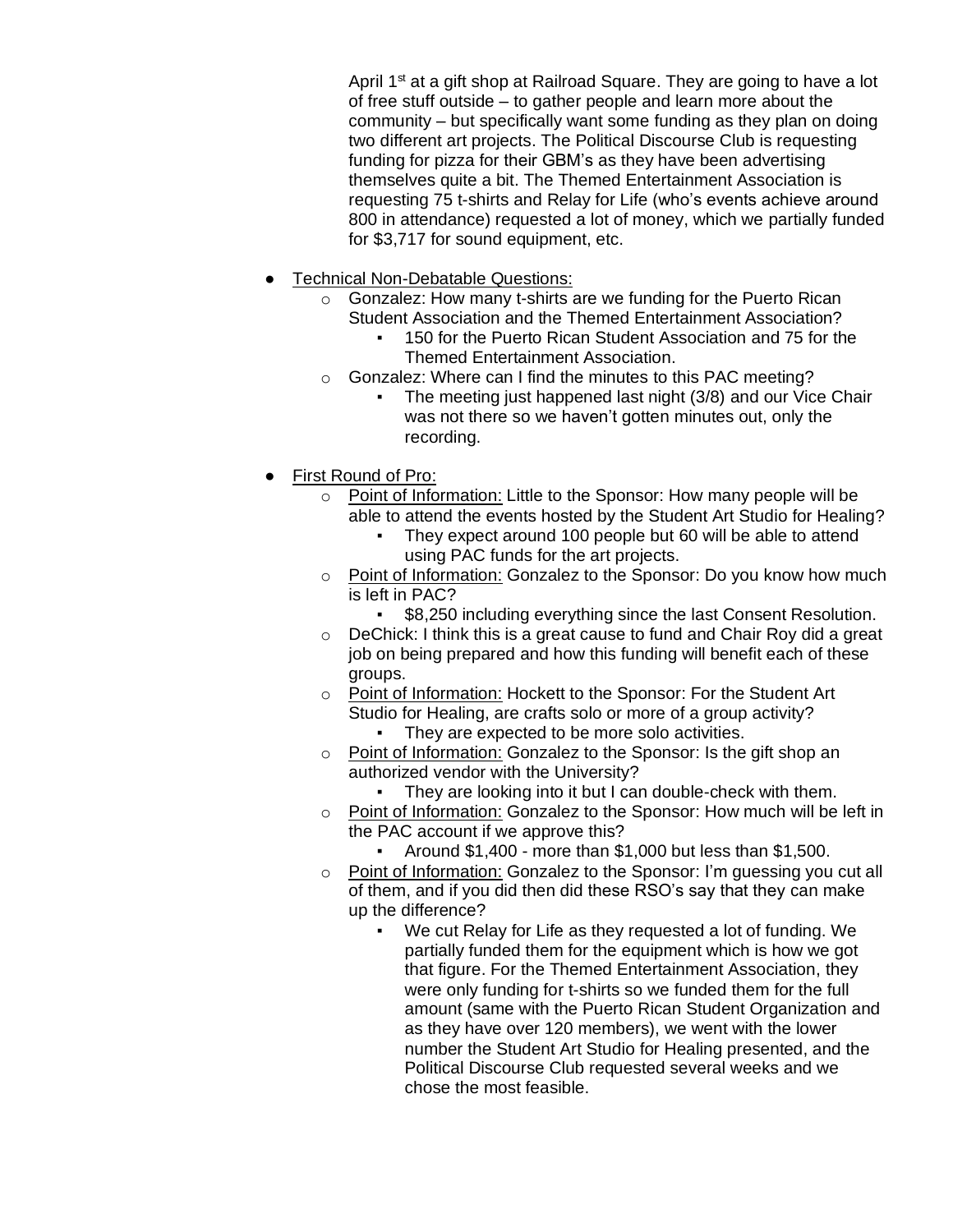April 1st at a gift shop at Railroad Square. They are going to have a lot of free stuff outside – to gather people and learn more about the community – but specifically want some funding as they plan on doing two different art projects. The Political Discourse Club is requesting funding for pizza for their GBM's as they have been advertising themselves quite a bit. The Themed Entertainment Association is requesting 75 t-shirts and Relay for Life (who's events achieve around 800 in attendance) requested a lot of money, which we partially funded for $3,717 for sound equipment, etc.

- Technical Non-Debatable Questions:
  - Gonzalez: How many t-shirts are we funding for the Puerto Rican Student Association and the Themed Entertainment Association?
    - 150 for the Puerto Rican Student Association and 75 for the Themed Entertainment Association.
  - Gonzalez: Where can I find the minutes to this PAC meeting?
    - The meeting just happened last night (3/8) and our Vice Chair was not there so we haven't gotten minutes out, only the recording.

- First Round of Pro:
  - Point of Information: Little to the Sponsor: How many people will be able to attend the events hosted by the Student Art Studio for Healing?
    - They expect around 100 people but 60 will be able to attend using PAC funds for the art projects.
  - Point of Information: Gonzalez to the Sponsor: Do you know how much is left in PAC?
    - $8,250 including everything since the last Consent Resolution.
  - DeChick: I think this is a great cause to fund and Chair Roy did a great job on being prepared and how this funding will benefit each of these groups.
  - Point of Information: Hockett to the Sponsor: For the Student Art Studio for Healing, are crafts solo or more of a group activity?
    - They are expected to be more solo activities.
  - Point of Information: Gonzalez to the Sponsor: Is the gift shop an authorized vendor with the University?
    - They are looking into it but I can double-check with them.
  - Point of Information: Gonzalez to the Sponsor: How much will be left in the PAC account if we approve this?
    - Around $1,400 - more than $1,000 but less than $1,500.
  - Point of Information: Gonzalez to the Sponsor: I'm guessing you cut all of them, and if you did then did these RSO's say that they can make up the difference?
    - We cut Relay for Life as they requested a lot of funding. We partially funded them for the equipment which is how we got that figure. For the Themed Entertainment Association, they were only funding for t-shirts so we funded them for the full amount (same with the Puerto Rican Student Organization and as they have over 120 members), we went with the lower number the Student Art Studio for Healing presented, and the Political Discourse Club requested several weeks and we chose the most feasible.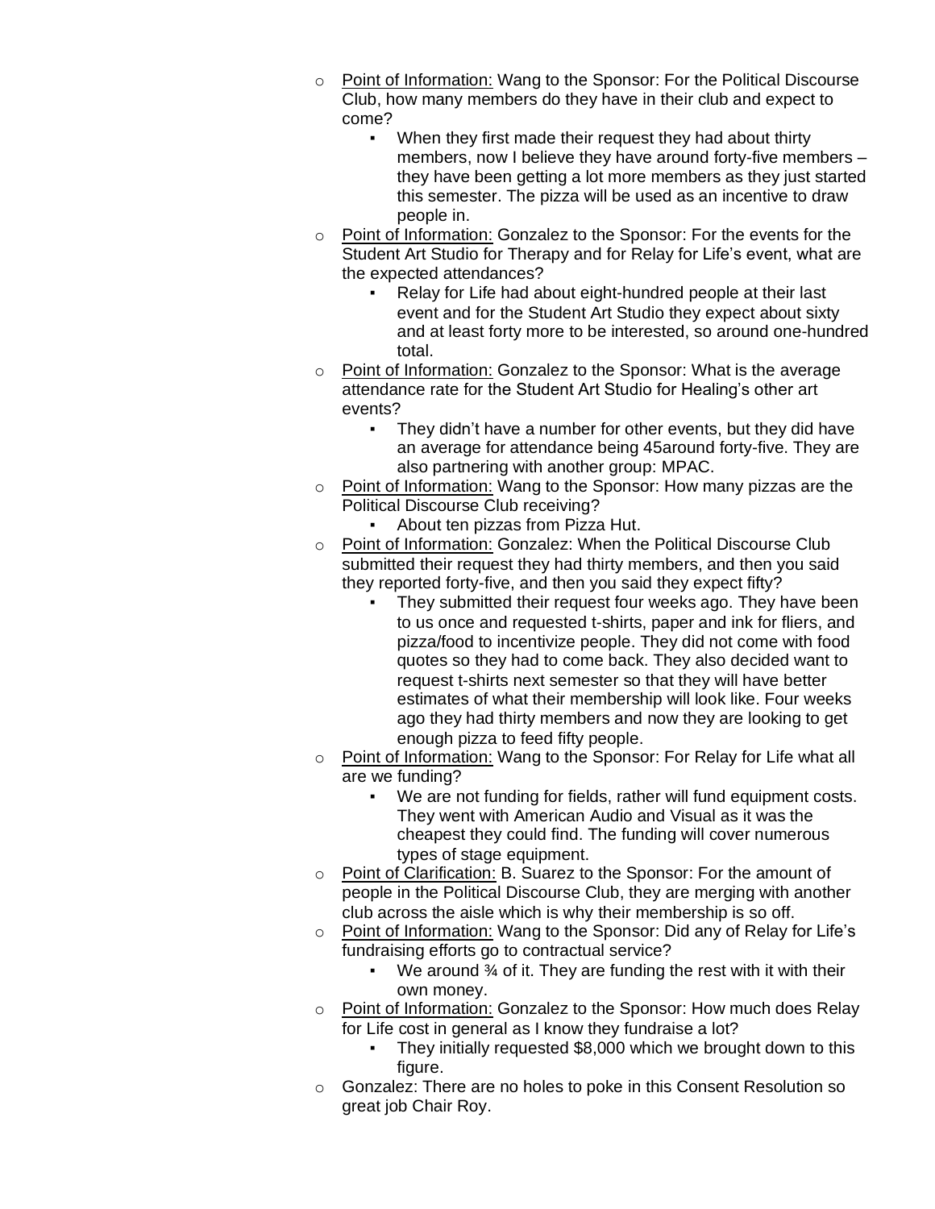- Point of Information: Wang to the Sponsor: For the Political Discourse Club, how many members do they have in their club and expect to come?
  - When they first made their request they had about thirty members, now I believe they have around forty-five members – they have been getting a lot more members as they just started this semester. The pizza will be used as an incentive to draw people in.
- Point of Information: Gonzalez to the Sponsor: For the events for the Student Art Studio for Therapy and for Relay for Life's event, what are the expected attendances?
  - Relay for Life had about eight-hundred people at their last event and for the Student Art Studio they expect about sixty and at least forty more to be interested, so around one-hundred total.
- Point of Information: Gonzalez to the Sponsor: What is the average attendance rate for the Student Art Studio for Healing's other art events?
  - They didn't have a number for other events, but they did have an average for attendance being 45around forty-five. They are also partnering with another group: MPAC.
- Point of Information: Wang to the Sponsor: How many pizzas are the Political Discourse Club receiving?
  - About ten pizzas from Pizza Hut.
- Point of Information: Gonzalez: When the Political Discourse Club submitted their request they had thirty members, and then you said they reported forty-five, and then you said they expect fifty?
  - They submitted their request four weeks ago. They have been to us once and requested t-shirts, paper and ink for fliers, and pizza/food to incentivize people. They did not come with food quotes so they had to come back. They also decided want to request t-shirts next semester so that they will have better estimates of what their membership will look like. Four weeks ago they had thirty members and now they are looking to get enough pizza to feed fifty people.
- Point of Information: Wang to the Sponsor: For Relay for Life what all are we funding?
  - We are not funding for fields, rather will fund equipment costs. They went with American Audio and Visual as it was the cheapest they could find. The funding will cover numerous types of stage equipment.
- Point of Clarification: B. Suarez to the Sponsor: For the amount of people in the Political Discourse Club, they are merging with another club across the aisle which is why their membership is so off.
- Point of Information: Wang to the Sponsor: Did any of Relay for Life's fundraising efforts go to contractual service?
  - We around ¾ of it. They are funding the rest with it with their own money.
- Point of Information: Gonzalez to the Sponsor: How much does Relay for Life cost in general as I know they fundraise a lot?
  - They initially requested $8,000 which we brought down to this figure.
- Gonzalez: There are no holes to poke in this Consent Resolution so great job Chair Roy.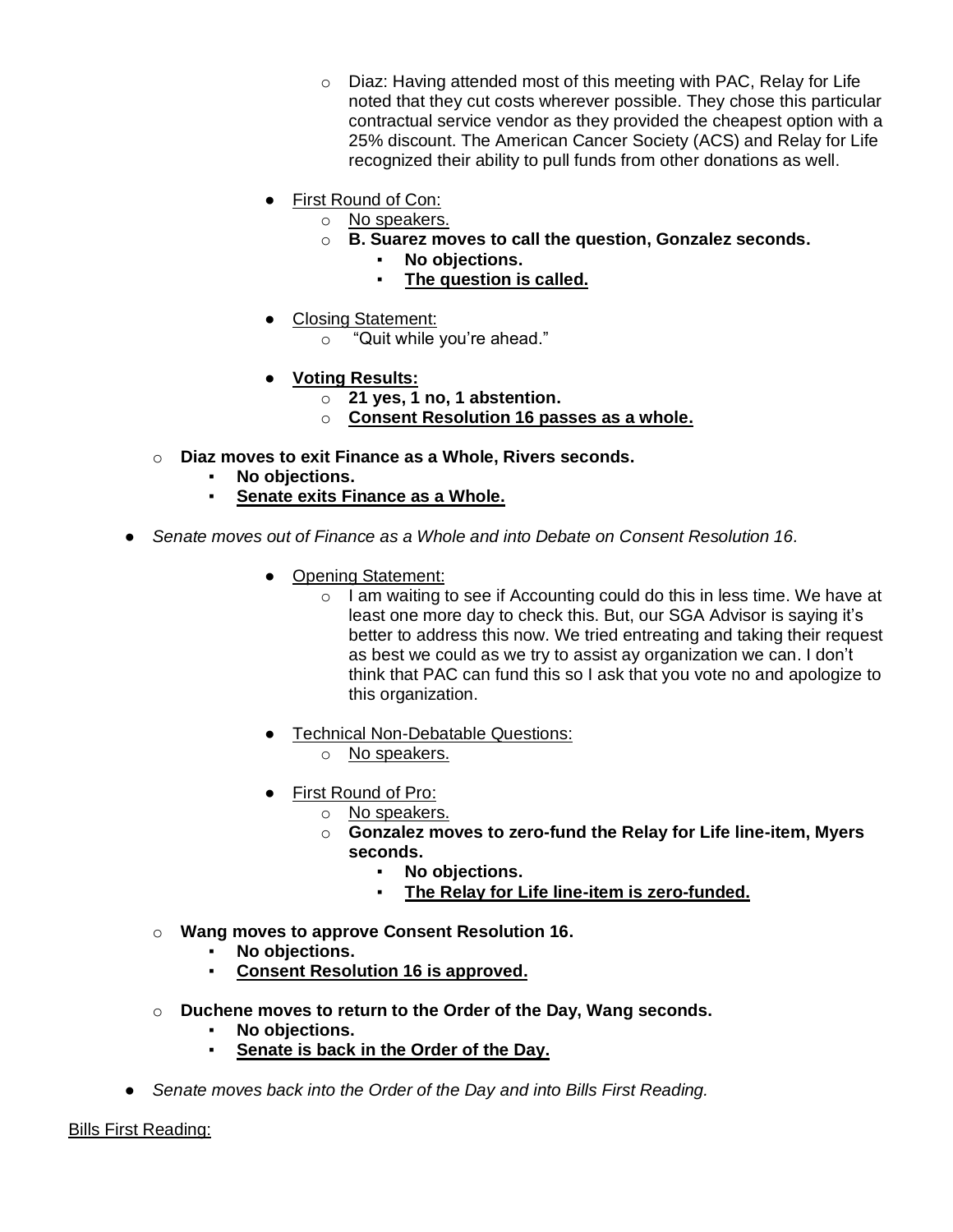- Diaz: Having attended most of this meeting with PAC, Relay for Life noted that they cut costs wherever possible. They chose this particular contractual service vendor as they provided the cheapest option with a 25% discount. The American Cancer Society (ACS) and Relay for Life recognized their ability to pull funds from other donations as well.

  - <u>First Round of Con:</u>
    - <u>No speakers.</u>
    - **B. Suarez moves to call the question, Gonzalez seconds.**
      - **No objections.**
      - **<u>The question is called.</u>**

  - <u>Closing Statement:</u>
    - "Quit while you're ahead."

  - **<u>Voting Results:</u>**
    - **21 yes, 1 no, 1 abstention.**
    - **<u>Consent Resolution 16 passes as a whole.</u>**

- **Diaz moves to exit Finance as a Whole, Rivers seconds.**
  - **No objections.**
  - **<u>Senate exits Finance as a Whole.</u>**

- *Senate moves out of Finance as a Whole and into Debate on Consent Resolution 16.*

  - <u>Opening Statement:</u>
    - I am waiting to see if Accounting could do this in less time. We have at least one more day to check this. But, our SGA Advisor is saying it's better to address this now. We tried entreating and taking their request as best we could as we try to assist ay organization we can. I don't think that PAC can fund this so I ask that you vote no and apologize to this organization.

  - <u>Technical Non-Debatable Questions:</u>
    - <u>No speakers.</u>

  - <u>First Round of Pro:</u>
    - <u>No speakers.</u>
    - **Gonzalez moves to zero-fund the Relay for Life line-item, Myers seconds.**
      - **No objections.**
      - **<u>The Relay for Life line-item is zero-funded.</u>**

- **Wang moves to approve Consent Resolution 16.**
  - **No objections.**
  - **<u>Consent Resolution 16 is approved.</u>**

- **Duchene moves to return to the Order of the Day, Wang seconds.**
  - **No objections.**
  - **<u>Senate is back in the Order of the Day.</u>**

- *Senate moves back into the Order of the Day and into Bills First Reading.*

<u>Bills First Reading:</u>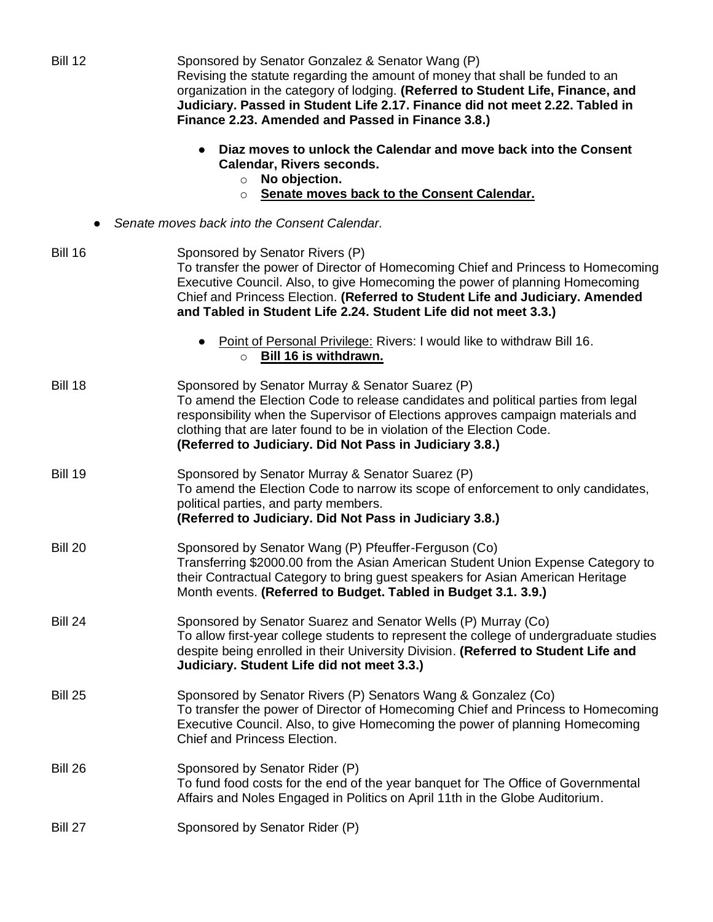Bill 12 Sponsored by Senator Gonzalez & Senator Wang (P)
Revising the statute regarding the amount of money that shall be funded to an organization in the category of lodging. **(Referred to Student Life, Finance, and Judiciary. Passed in Student Life 2.17. Finance did not meet 2.22. Tabled in Finance 2.23. Amended and Passed in Finance 3.8.)**

- **Diaz moves to unlock the Calendar and move back into the Consent Calendar, Rivers seconds.**
  - **No objection.**
  - **<u>Senate moves back to the Consent Calendar.</u>**

- *Senate moves back into the Consent Calendar.*

Bill 16 Sponsored by Senator Rivers (P)
To transfer the power of Director of Homecoming Chief and Princess to Homecoming Executive Council. Also, to give Homecoming the power of planning Homecoming Chief and Princess Election. **(Referred to Student Life and Judiciary. Amended and Tabled in Student Life 2.24. Student Life did not meet 3.3.)**

- <u>Point of Personal Privilege:</u> Rivers: I would like to withdraw Bill 16.
  - **<u>Bill 16 is withdrawn.</u>**

Bill 18 Sponsored by Senator Murray & Senator Suarez (P)
To amend the Election Code to release candidates and political parties from legal responsibility when the Supervisor of Elections approves campaign materials and clothing that are later found to be in violation of the Election Code.
**(Referred to Judiciary. Did Not Pass in Judiciary 3.8.)**

Bill 19 Sponsored by Senator Murray & Senator Suarez (P)
To amend the Election Code to narrow its scope of enforcement to only candidates, political parties, and party members.
**(Referred to Judiciary. Did Not Pass in Judiciary 3.8.)**

Bill 20 Sponsored by Senator Wang (P) Pfeuffer-Ferguson (Co)
Transferring $2000.00 from the Asian American Student Union Expense Category to their Contractual Category to bring guest speakers for Asian American Heritage Month events. **(Referred to Budget. Tabled in Budget 3.1. 3.9.)**

Bill 24 Sponsored by Senator Suarez and Senator Wells (P) Murray (Co)
To allow first-year college students to represent the college of undergraduate studies despite being enrolled in their University Division. **(Referred to Student Life and Judiciary. Student Life did not meet 3.3.)**

Bill 25 Sponsored by Senator Rivers (P) Senators Wang & Gonzalez (Co)
To transfer the power of Director of Homecoming Chief and Princess to Homecoming Executive Council. Also, to give Homecoming the power of planning Homecoming Chief and Princess Election.

Bill 26 Sponsored by Senator Rider (P)
To fund food costs for the end of the year banquet for The Office of Governmental Affairs and Noles Engaged in Politics on April 11th in the Globe Auditorium.

Bill 27 Sponsored by Senator Rider (P)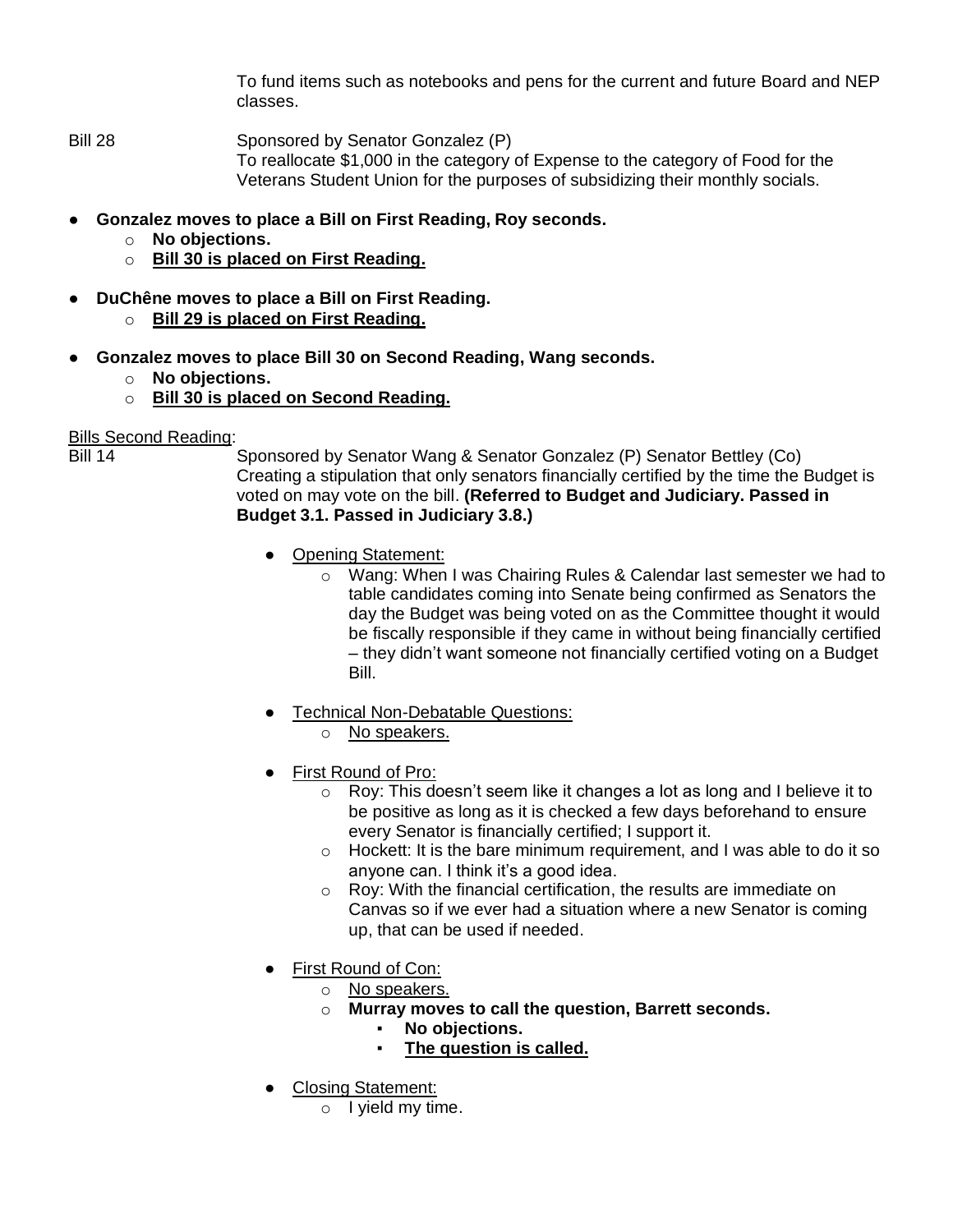To fund items such as notebooks and pens for the current and future Board and NEP classes.

Bill 28 Sponsored by Senator Gonzalez (P)
To reallocate $1,000 in the category of Expense to the category of Food for the Veterans Student Union for the purposes of subsidizing their monthly socials.

- **Gonzalez moves to place a Bill on First Reading, Roy seconds.**
  - **No objections.**
  - **<u>Bill 30 is placed on First Reading.</u>**

- **DuChêne moves to place a Bill on First Reading.**
  - **<u>Bill 29 is placed on First Reading.</u>**

- **Gonzalez moves to place Bill 30 on Second Reading, Wang seconds.**
  - **No objections.**
  - **<u>Bill 30 is placed on Second Reading.</u>**

<u>Bills Second Reading</u>:

Bill 14 Sponsored by Senator Wang & Senator Gonzalez (P) Senator Bettley (Co)
Creating a stipulation that only senators financially certified by the time the Budget is voted on may vote on the bill. **(Referred to Budget and Judiciary. Passed in Budget 3.1. Passed in Judiciary 3.8.)**

- <u>Opening Statement:</u>
  - Wang: When I was Chairing Rules & Calendar last semester we had to table candidates coming into Senate being confirmed as Senators the day the Budget was being voted on as the Committee thought it would be fiscally responsible if they came in without being financially certified – they didn't want someone not financially certified voting on a Budget Bill.

- <u>Technical Non-Debatable Questions:</u>
  - <u>No speakers.</u>

- <u>First Round of Pro:</u>
  - Roy: This doesn't seem like it changes a lot as long and I believe it to be positive as long as it is checked a few days beforehand to ensure every Senator is financially certified; I support it.
  - Hockett: It is the bare minimum requirement, and I was able to do it so anyone can. I think it's a good idea.
  - Roy: With the financial certification, the results are immediate on Canvas so if we ever had a situation where a new Senator is coming up, that can be used if needed.

- <u>First Round of Con:</u>
  - <u>No speakers.</u>
  - **Murray moves to call the question, Barrett seconds.**
    - **No objections.**
    - **<u>The question is called.</u>**

- <u>Closing Statement:</u>
  - I yield my time.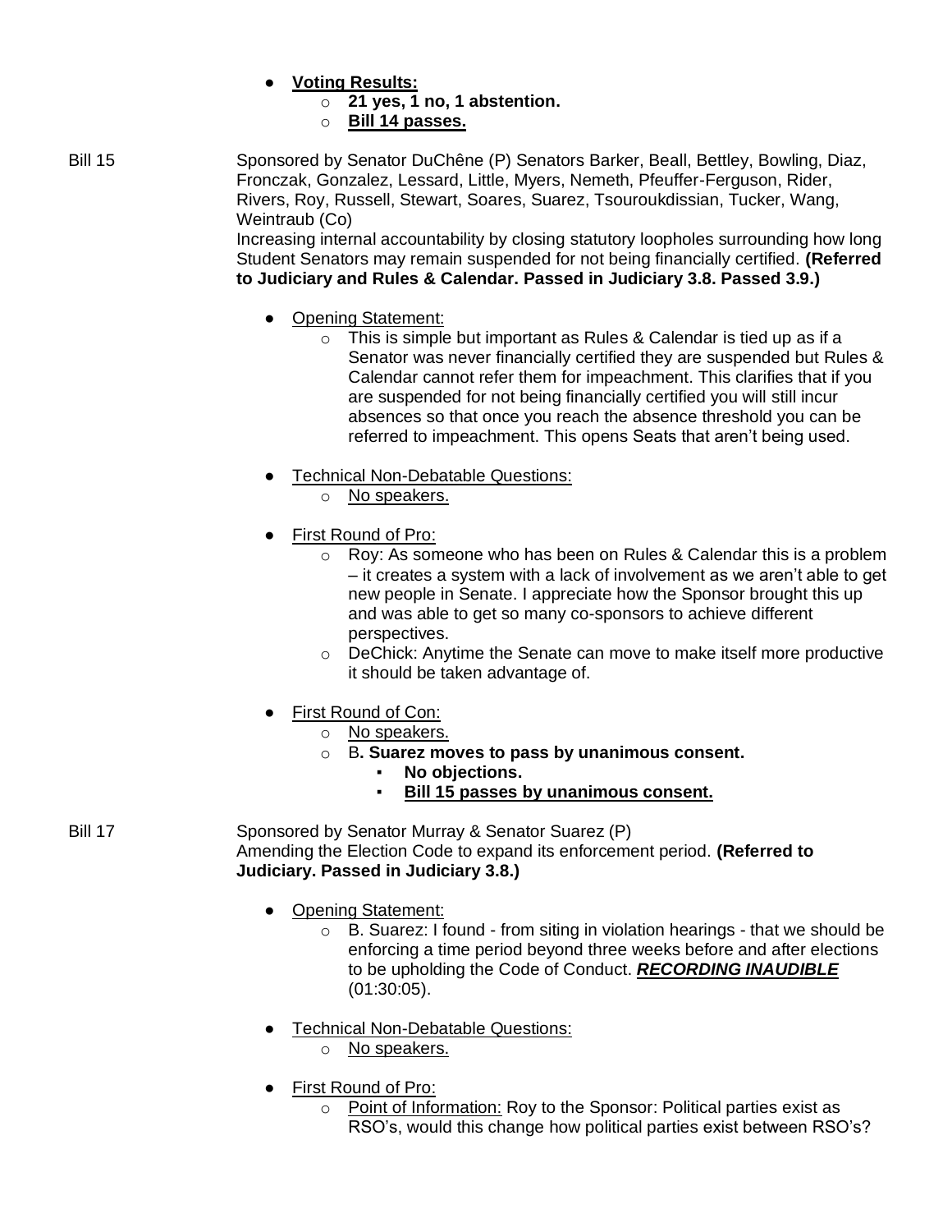- **Voting Results:**
  - **21 yes, 1 no, 1 abstention.**
  - **Bill 14 passes.**

Bill 15

Sponsored by Senator DuChêne (P) Senators Barker, Beall, Bettley, Bowling, Diaz, Fronczak, Gonzalez, Lessard, Little, Myers, Nemeth, Pfeuffer-Ferguson, Rider, Rivers, Roy, Russell, Stewart, Soares, Suarez, Tsouroukdissian, Tucker, Wang, Weintraub (Co)

Increasing internal accountability by closing statutory loopholes surrounding how long Student Senators may remain suspended for not being financially certified. **(Referred to Judiciary and Rules & Calendar. Passed in Judiciary 3.8. Passed 3.9.)**

- Opening Statement:
  - This is simple but important as Rules & Calendar is tied up as if a Senator was never financially certified they are suspended but Rules & Calendar cannot refer them for impeachment. This clarifies that if you are suspended for not being financially certified you will still incur absences so that once you reach the absence threshold you can be referred to impeachment. This opens Seats that aren't being used.

- Technical Non-Debatable Questions:
  - No speakers.

- First Round of Pro:
  - Roy: As someone who has been on Rules & Calendar this is a problem – it creates a system with a lack of involvement as we aren't able to get new people in Senate. I appreciate how the Sponsor brought this up and was able to get so many co-sponsors to achieve different perspectives.
  - DeChick: Anytime the Senate can move to make itself more productive it should be taken advantage of.

- First Round of Con:
  - No speakers.
  - **B. Suarez moves to pass by unanimous consent.**
    - **No objections.**
    - **Bill 15 passes by unanimous consent.**

Bill 17

Sponsored by Senator Murray & Senator Suarez (P)

Amending the Election Code to expand its enforcement period. **(Referred to Judiciary. Passed in Judiciary 3.8.)**

- Opening Statement:
  - B. Suarez: I found - from siting in violation hearings - that we should be enforcing a time period beyond three weeks before and after elections to be upholding the Code of Conduct. ***RECORDING INAUDIBLE*** (01:30:05).

- Technical Non-Debatable Questions:
  - No speakers.

- First Round of Pro:
  - Point of Information: Roy to the Sponsor: Political parties exist as RSO's, would this change how political parties exist between RSO's?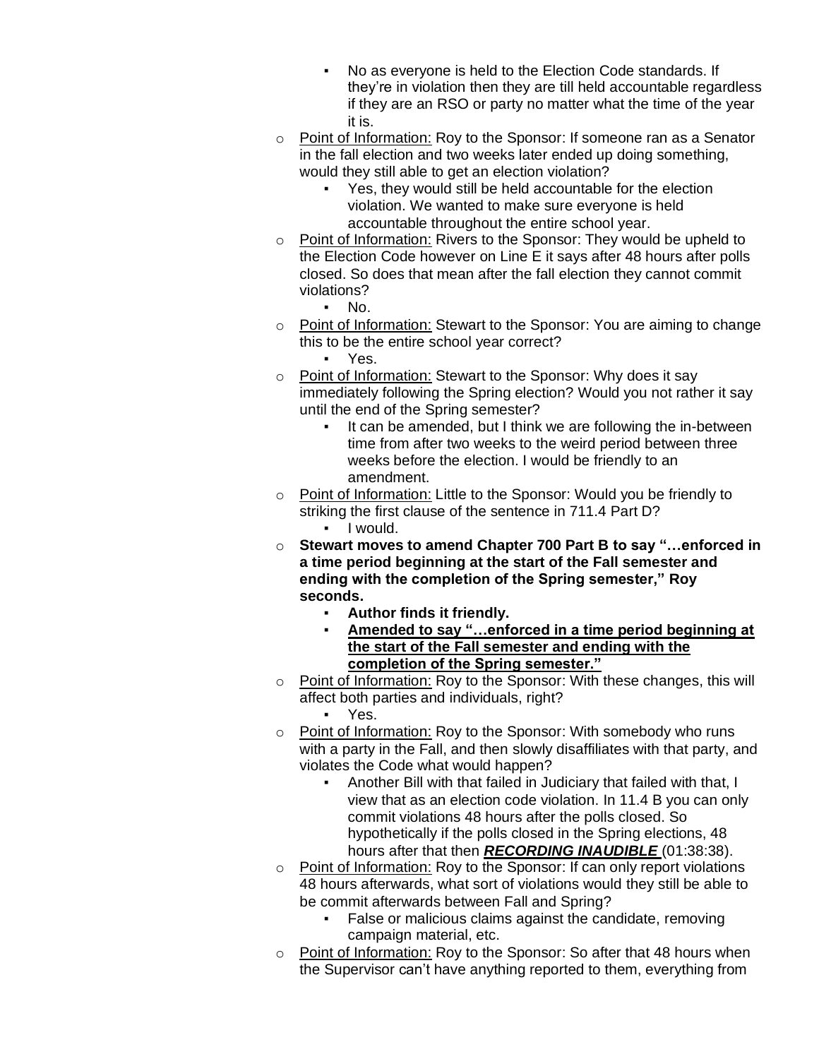- No as everyone is held to the Election Code standards. If they're in violation then they are till held accountable regardless if they are an RSO or party no matter what the time of the year it is.
- Point of Information: Roy to the Sponsor: If someone ran as a Senator in the fall election and two weeks later ended up doing something, would they still able to get an election violation?
    - Yes, they would still be held accountable for the election violation. We wanted to make sure everyone is held accountable throughout the entire school year.
- Point of Information: Rivers to the Sponsor: They would be upheld to the Election Code however on Line E it says after 48 hours after polls closed. So does that mean after the fall election they cannot commit violations?
    - No.
- Point of Information: Stewart to the Sponsor: You are aiming to change this to be the entire school year correct?
    - Yes.
- Point of Information: Stewart to the Sponsor: Why does it say immediately following the Spring election? Would you not rather it say until the end of the Spring semester?
    - It can be amended, but I think we are following the in-between time from after two weeks to the weird period between three weeks before the election. I would be friendly to an amendment.
- Point of Information: Little to the Sponsor: Would you be friendly to striking the first clause of the sentence in 711.4 Part D?
    - I would.
- **Stewart moves to amend Chapter 700 Part B to say "…enforced in a time period beginning at the start of the Fall semester and ending with the completion of the Spring semester," Roy seconds.**
    - **Author finds it friendly.**
    - **Amended to say "…enforced in a time period beginning at the start of the Fall semester and ending with the completion of the Spring semester."**
- Point of Information: Roy to the Sponsor: With these changes, this will affect both parties and individuals, right?
    - Yes.
- Point of Information: Roy to the Sponsor: With somebody who runs with a party in the Fall, and then slowly disaffiliates with that party, and violates the Code what would happen?
    - Another Bill with that failed in Judiciary that failed with that, I view that as an election code violation. In 11.4 B you can only commit violations 48 hours after the polls closed. So hypothetically if the polls closed in the Spring elections, 48 hours after that then ***RECORDING INAUDIBLE*** (01:38:38).
- Point of Information: Roy to the Sponsor: If can only report violations 48 hours afterwards, what sort of violations would they still be able to be commit afterwards between Fall and Spring?
    - False or malicious claims against the candidate, removing campaign material, etc.
- Point of Information: Roy to the Sponsor: So after that 48 hours when the Supervisor can't have anything reported to them, everything from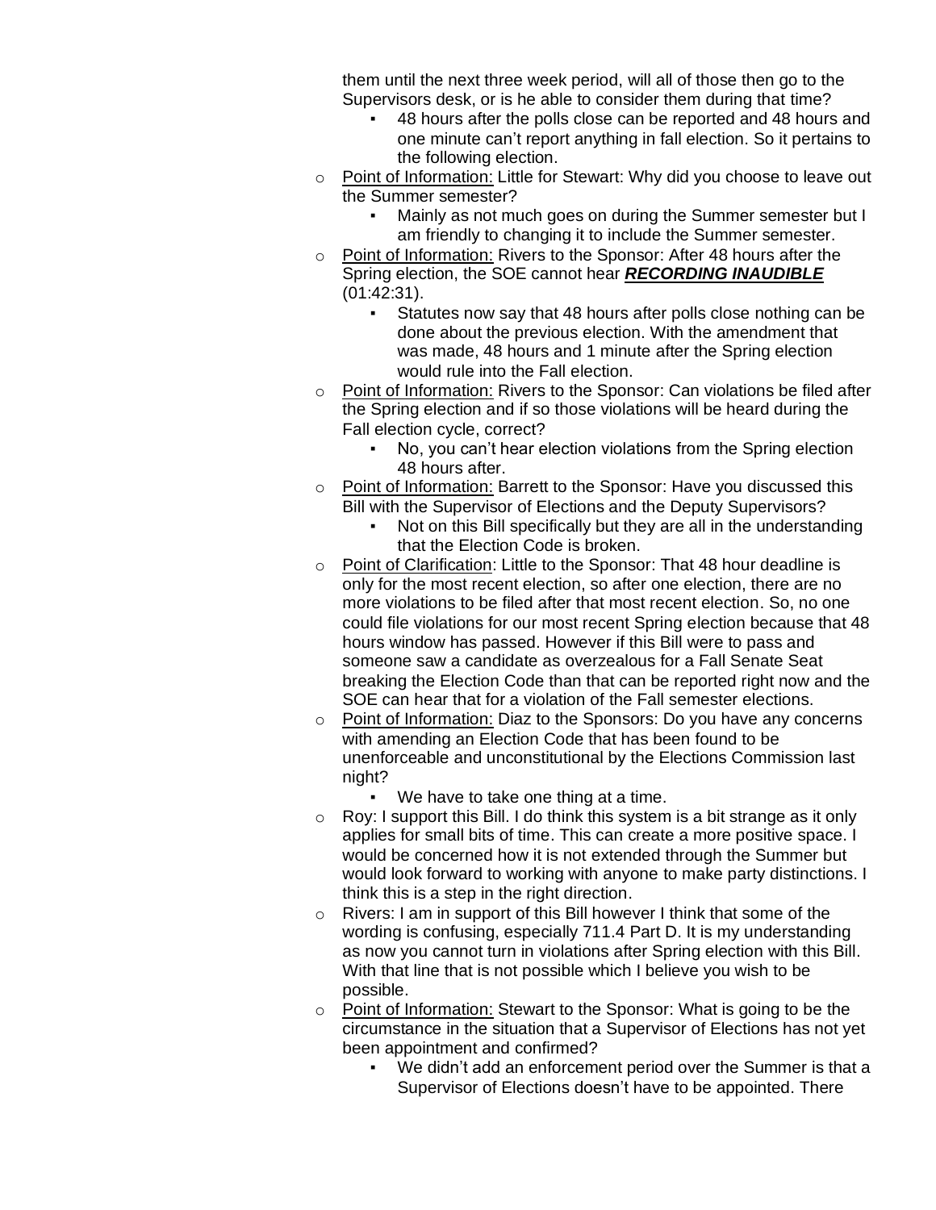them until the next three week period, will all of those then go to the Supervisors desk, or is he able to consider them during that time?

    - 48 hours after the polls close can be reported and 48 hours and one minute can't report anything in fall election. So it pertains to the following election.

- Point of Information: Little for Stewart: Why did you choose to leave out the Summer semester?
    - Mainly as not much goes on during the Summer semester but I am friendly to changing it to include the Summer semester.
- Point of Information: Rivers to the Sponsor: After 48 hours after the Spring election, the SOE cannot hear ***RECORDING INAUDIBLE*** (01:42:31).
    - Statutes now say that 48 hours after polls close nothing can be done about the previous election. With the amendment that was made, 48 hours and 1 minute after the Spring election would rule into the Fall election.
- Point of Information: Rivers to the Sponsor: Can violations be filed after the Spring election and if so those violations will be heard during the Fall election cycle, correct?
    - No, you can't hear election violations from the Spring election 48 hours after.
- Point of Information: Barrett to the Sponsor: Have you discussed this Bill with the Supervisor of Elections and the Deputy Supervisors?
    - Not on this Bill specifically but they are all in the understanding that the Election Code is broken.
- Point of Clarification: Little to the Sponsor: That 48 hour deadline is only for the most recent election, so after one election, there are no more violations to be filed after that most recent election. So, no one could file violations for our most recent Spring election because that 48 hours window has passed. However if this Bill were to pass and someone saw a candidate as overzealous for a Fall Senate Seat breaking the Election Code than that can be reported right now and the SOE can hear that for a violation of the Fall semester elections.
- Point of Information: Diaz to the Sponsors: Do you have any concerns with amending an Election Code that has been found to be unenforceable and unconstitutional by the Elections Commission last night?
    - We have to take one thing at a time.
- Roy: I support this Bill. I do think this system is a bit strange as it only applies for small bits of time. This can create a more positive space. I would be concerned how it is not extended through the Summer but would look forward to working with anyone to make party distinctions. I think this is a step in the right direction.
- Rivers: I am in support of this Bill however I think that some of the wording is confusing, especially 711.4 Part D. It is my understanding as now you cannot turn in violations after Spring election with this Bill. With that line that is not possible which I believe you wish to be possible.
- Point of Information: Stewart to the Sponsor: What is going to be the circumstance in the situation that a Supervisor of Elections has not yet been appointment and confirmed?
    - We didn't add an enforcement period over the Summer is that a Supervisor of Elections doesn't have to be appointed. There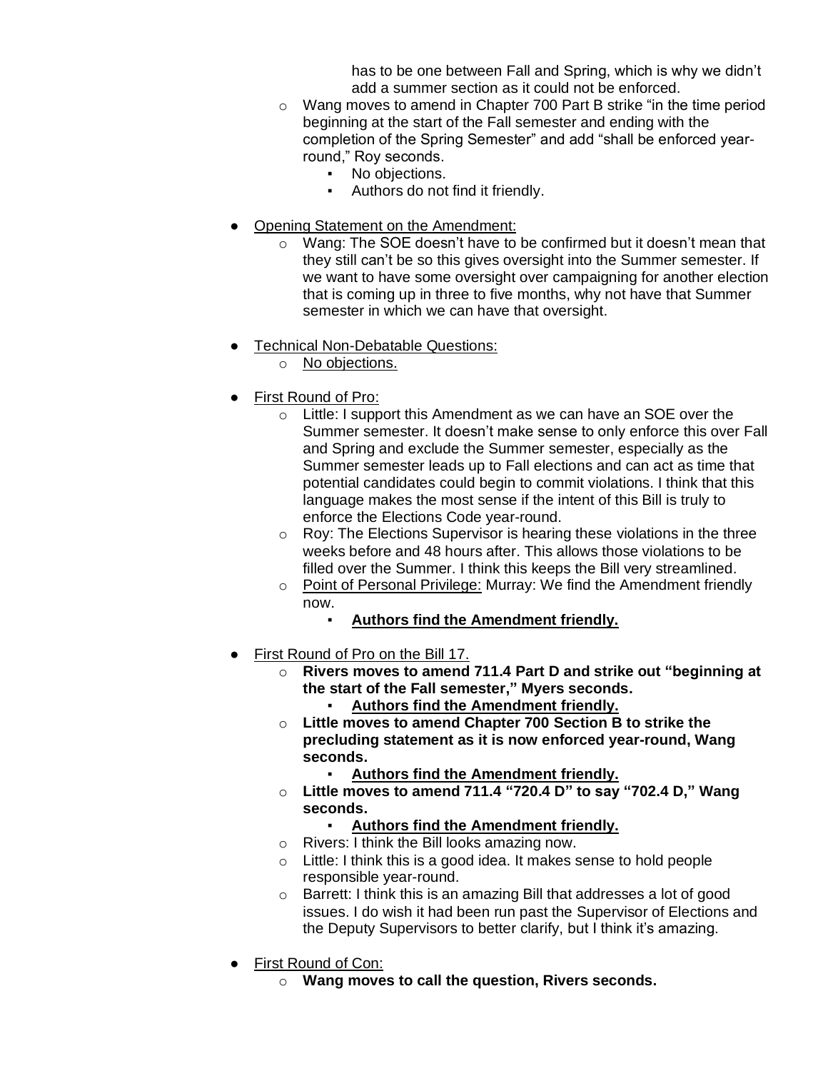has to be one between Fall and Spring, which is why we didn't add a summer section as it could not be enforced.

- Wang moves to amend in Chapter 700 Part B strike "in the time period beginning at the start of the Fall semester and ending with the completion of the Spring Semester" and add "shall be enforced year-round," Roy seconds.
  - No objections.
  - Authors do not find it friendly.

- <u>Opening Statement on the Amendment:</u>
  - Wang: The SOE doesn't have to be confirmed but it doesn't mean that they still can't be so this gives oversight into the Summer semester. If we want to have some oversight over campaigning for another election that is coming up in three to five months, why not have that Summer semester in which we can have that oversight.

- <u>Technical Non-Debatable Questions:</u>
  - <u>No objections.</u>

- <u>First Round of Pro:</u>
  - Little: I support this Amendment as we can have an SOE over the Summer semester. It doesn't make sense to only enforce this over Fall and Spring and exclude the Summer semester, especially as the Summer semester leads up to Fall elections and can act as time that potential candidates could begin to commit violations. I think that this language makes the most sense if the intent of this Bill is truly to enforce the Elections Code year-round.
  - Roy: The Elections Supervisor is hearing these violations in the three weeks before and 48 hours after. This allows those violations to be filled over the Summer. I think this keeps the Bill very streamlined.
  - <u>Point of Personal Privilege:</u> Murray: We find the Amendment friendly now.
    - <u>**Authors find the Amendment friendly.**</u>

- <u>First Round of Pro on the Bill 17.</u>
  - **Rivers moves to amend 711.4 Part D and strike out "beginning at the start of the Fall semester," Myers seconds.**
    - <u>**Authors find the Amendment friendly.**</u>
  - **Little moves to amend Chapter 700 Section B to strike the precluding statement as it is now enforced year-round, Wang seconds.**
    - <u>**Authors find the Amendment friendly.**</u>
  - **Little moves to amend 711.4 "720.4 D" to say "702.4 D," Wang seconds.**
    - <u>**Authors find the Amendment friendly.**</u>
  - Rivers: I think the Bill looks amazing now.
  - Little: I think this is a good idea. It makes sense to hold people responsible year-round.
  - Barrett: I think this is an amazing Bill that addresses a lot of good issues. I do wish it had been run past the Supervisor of Elections and the Deputy Supervisors to better clarify, but I think it's amazing.

- <u>First Round of Con:</u>
  - **Wang moves to call the question, Rivers seconds.**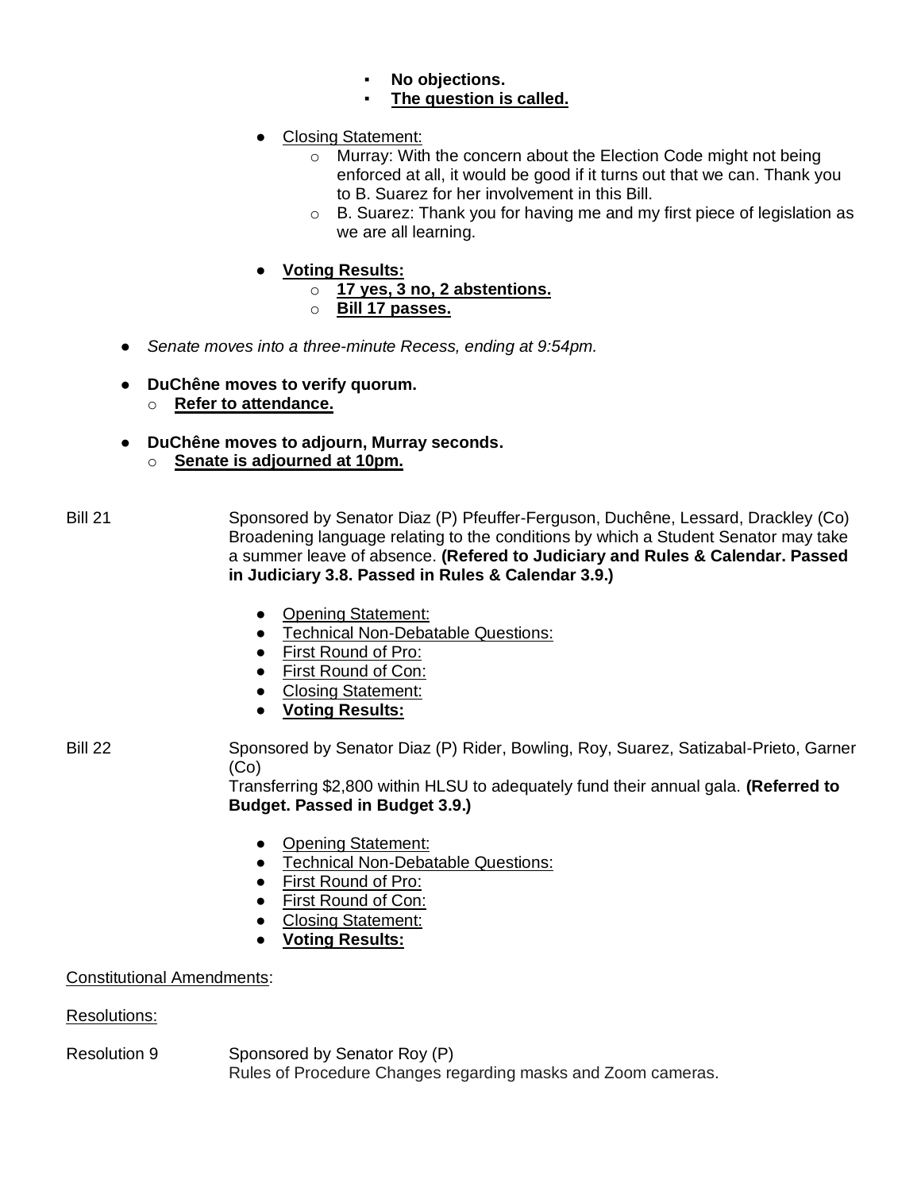- **No objections.**
            - **<u>The question is called.</u>**

    - <u>Closing Statement:</u>
        - Murray: With the concern about the Election Code might not being enforced at all, it would be good if it turns out that we can. Thank you to B. Suarez for her involvement in this Bill.
        - B. Suarez: Thank you for having me and my first piece of legislation as we are all learning.

    - **<u>Voting Results:</u>**
        - **<u>17 yes, 3 no, 2 abstentions.</u>**
        - **<u>Bill 17 passes.</u>**

- *Senate moves into a three-minute Recess, ending at 9:54pm.*

- **DuChêne moves to verify quorum.**
    - **<u>Refer to attendance.</u>**

- **DuChêne moves to adjourn, Murray seconds.**
    - **<u>Senate is adjourned at 10pm.</u>**

Bill 21 — Sponsored by Senator Diaz (P) Pfeuffer-Ferguson, Duchêne, Lessard, Drackley (Co)
Broadening language relating to the conditions by which a Student Senator may take a summer leave of absence. **(Refered to Judiciary and Rules & Calendar. Passed in Judiciary 3.8. Passed in Rules & Calendar 3.9.)**

- <u>Opening Statement:</u>
- <u>Technical Non-Debatable Questions:</u>
- <u>First Round of Pro:</u>
- <u>First Round of Con:</u>
- <u>Closing Statement:</u>
- **<u>Voting Results:</u>**

Bill 22 — Sponsored by Senator Diaz (P) Rider, Bowling, Roy, Suarez, Satizabal-Prieto, Garner (Co)
Transferring $2,800 within HLSU to adequately fund their annual gala. **(Referred to Budget. Passed in Budget 3.9.)**

- <u>Opening Statement:</u>
- <u>Technical Non-Debatable Questions:</u>
- <u>First Round of Pro:</u>
- <u>First Round of Con:</u>
- <u>Closing Statement:</u>
- **<u>Voting Results:</u>**

<u>Constitutional Amendments</u>:

<u>Resolutions:</u>

Resolution 9 — Sponsored by Senator Roy (P)
Rules of Procedure Changes regarding masks and Zoom cameras.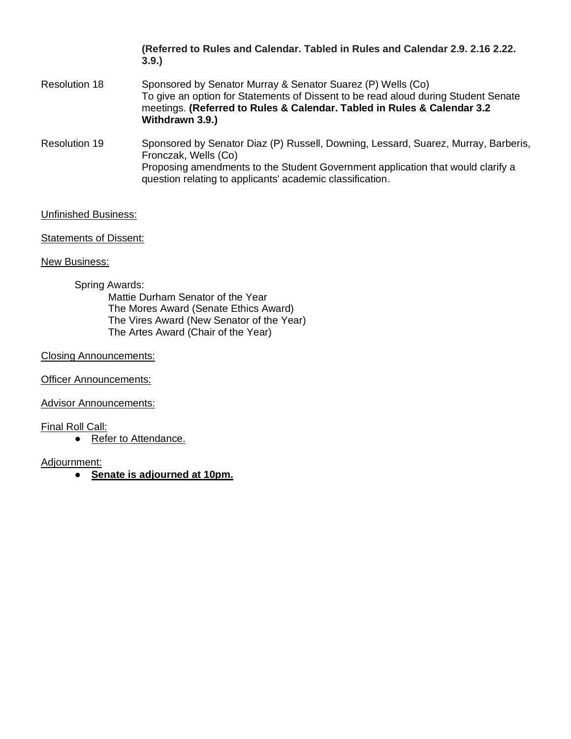**(Referred to Rules and Calendar. Tabled in Rules and Calendar 2.9. 2.16 2.22. 3.9.)**

Resolution 18 — Sponsored by Senator Murray & Senator Suarez (P) Wells (Co)
To give an option for Statements of Dissent to be read aloud during Student Senate meetings. **(Referred to Rules & Calendar. Tabled in Rules & Calendar 3.2 Withdrawn 3.9.)**

Resolution 19 — Sponsored by Senator Diaz (P) Russell, Downing, Lessard, Suarez, Murray, Barberis, Fronczak, Wells (Co)
Proposing amendments to the Student Government application that would clarify a question relating to applicants' academic classification.

<u>Unfinished Business:</u>

<u>Statements of Dissent:</u>

<u>New Business:</u>

Spring Awards:
- Mattie Durham Senator of the Year
- The Mores Award (Senate Ethics Award)
- The Vires Award (New Senator of the Year)
- The Artes Award (Chair of the Year)

<u>Closing Announcements:</u>

<u>Officer Announcements:</u>

<u>Advisor Announcements:</u>

<u>Final Roll Call:</u>
- <u>Refer to Attendance.</u>

<u>Adjournment:</u>
- **<u>Senate is adjourned at 10pm.</u>**